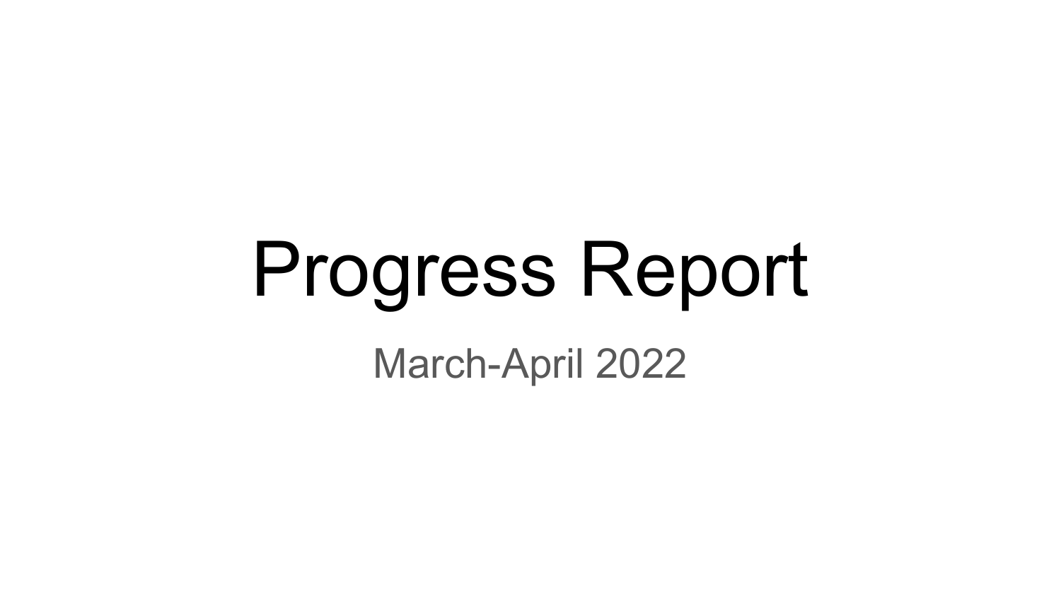# Progress Report

March-April 2022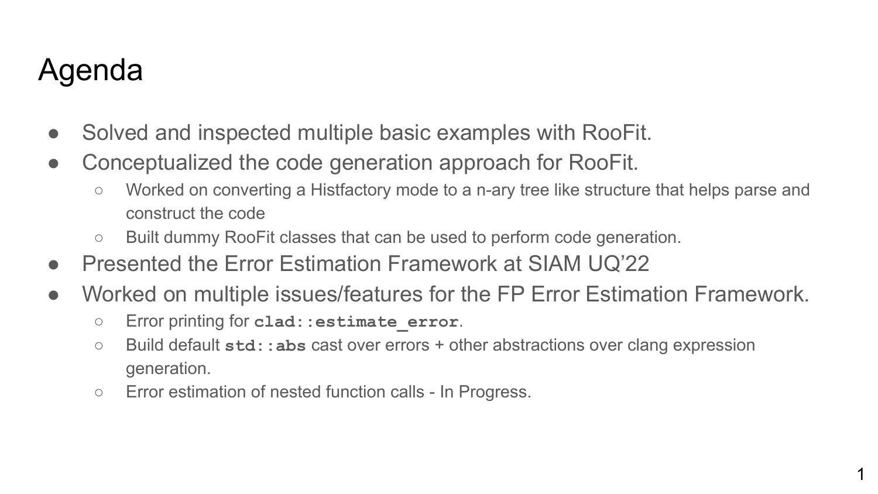# Agenda

- Solved and inspected multiple basic examples with RooFit.
- Conceptualized the code generation approach for RooFit.
  - Worked on converting a Histfactory mode to a n-ary tree like structure that helps parse and construct the code
  - Built dummy RooFit classes that can be used to perform code generation.
- Presented the Error Estimation Framework at SIAM UQ'22
- Worked on multiple issues/features for the FP Error Estimation Framework.
  - Error printing for **`clad::estimate_error`**.
  - Build default **`std::abs`** cast over errors + other abstractions over clang expression generation.
  - Error estimation of nested function calls - In Progress.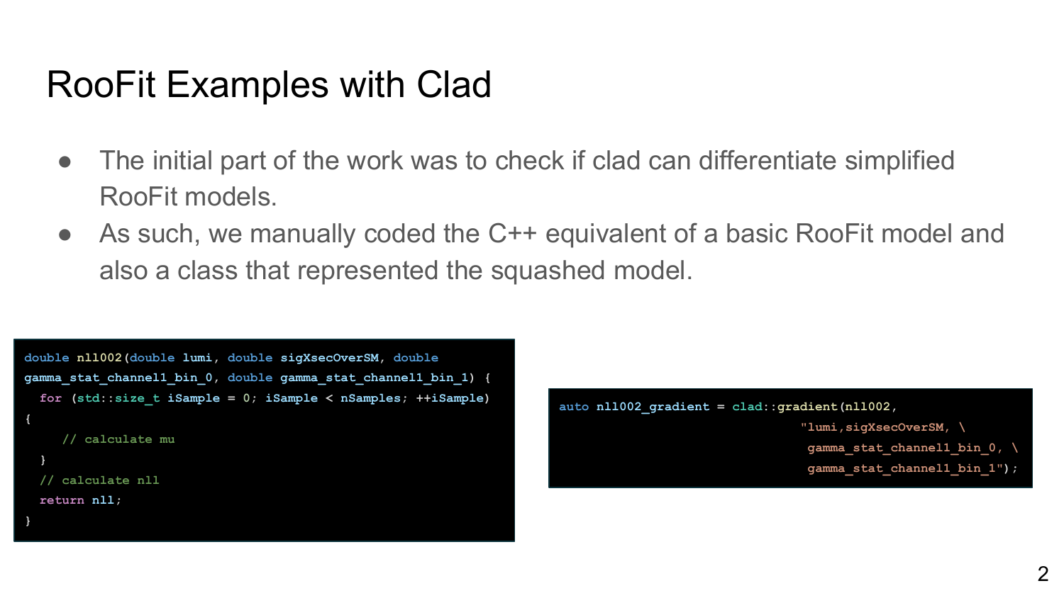# RooFit Examples with Clad

- The initial part of the work was to check if clad can differentiate simplified RooFit models.
- As such, we manually coded the C++ equivalent of a basic RooFit model and also a class that represented the squashed model.

```cpp
double nll002(double lumi, double sigXsecOverSM, double
gamma_stat_channel1_bin_0, double gamma_stat_channel1_bin_1) {
  for (std::size_t iSample = 0; iSample < nSamples; ++iSample)
{
    // calculate mu
  }
  // calculate nll
  return nll;
}
```

```cpp
auto nll002_gradient = clad::gradient(nll002,
                                      "lumi,sigXsecOverSM, \
                                       gamma_stat_channel1_bin_0, \
                                       gamma_stat_channel1_bin_1");
```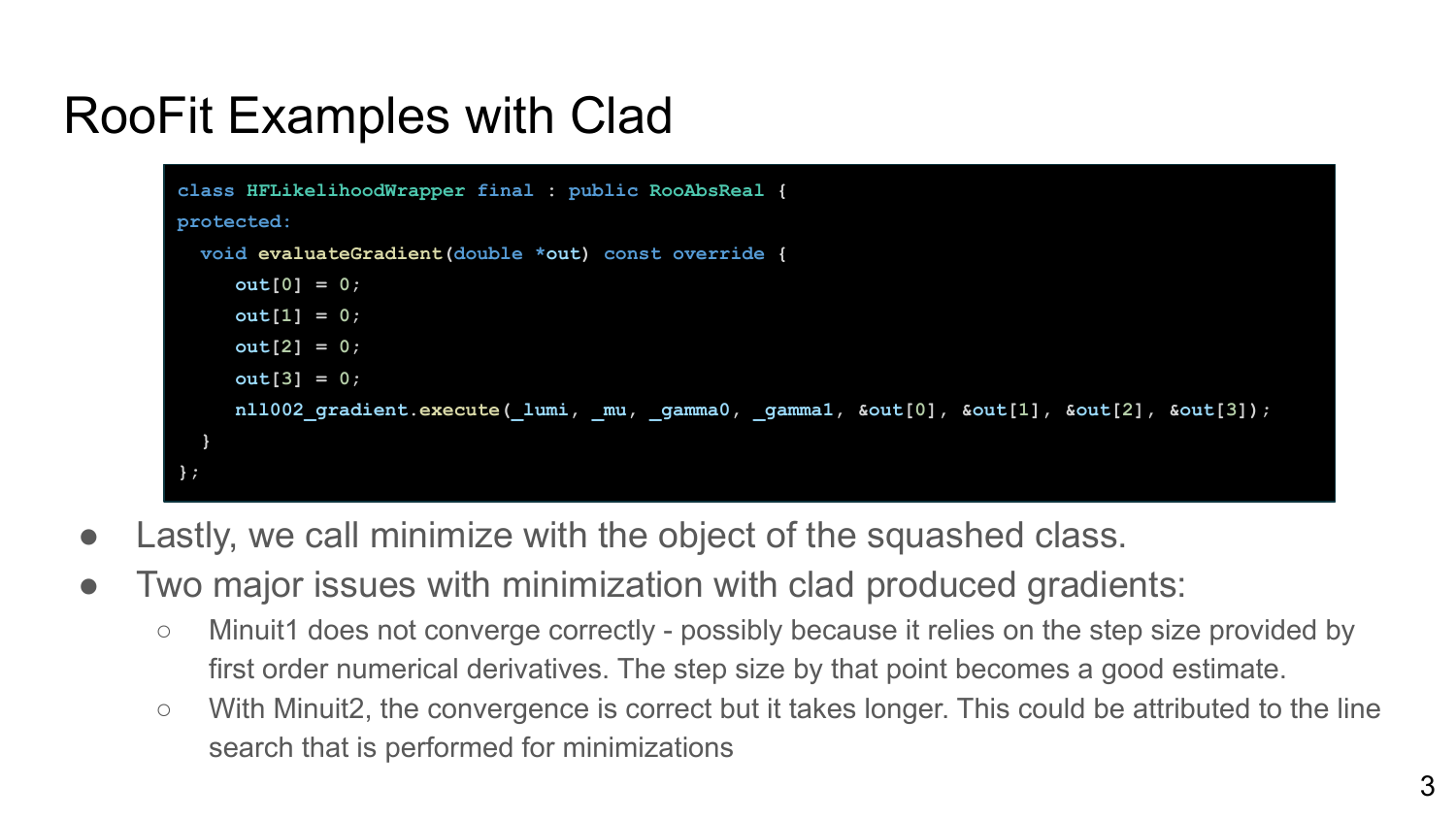# RooFit Examples with Clad

```
class HFLikelihoodWrapper final : public RooAbsReal {
protected:
  void evaluateGradient(double *out) const override {
     out[0] = 0;
     out[1] = 0;
     out[2] = 0;
     out[3] = 0;
     nll002_gradient.execute(_lumi, _mu, _gamma0, _gamma1, &out[0], &out[1], &out[2], &out[3]);
  }
};
```

- Lastly, we call minimize with the object of the squashed class.
- Two major issues with minimization with clad produced gradients:
  - Minuit1 does not converge correctly - possibly because it relies on the step size provided by first order numerical derivatives. The step size by that point becomes a good estimate.
  - With Minuit2, the convergence is correct but it takes longer. This could be attributed to the line search that is performed for minimizations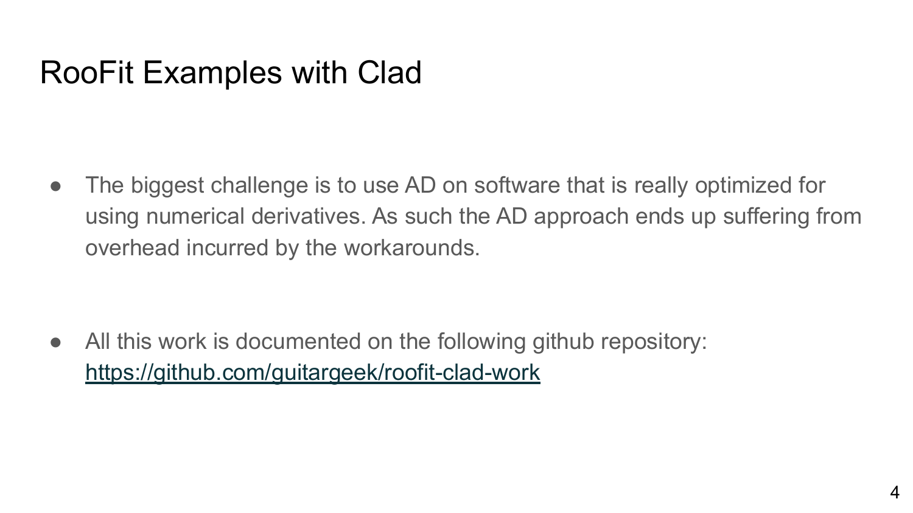# RooFit Examples with Clad

- The biggest challenge is to use AD on software that is really optimized for using numerical derivatives. As such the AD approach ends up suffering from overhead incurred by the workarounds.

- All this work is documented on the following github repository: [https://github.com/guitargeek/roofit-clad-work](https://github.com/guitargeek/roofit-clad-work)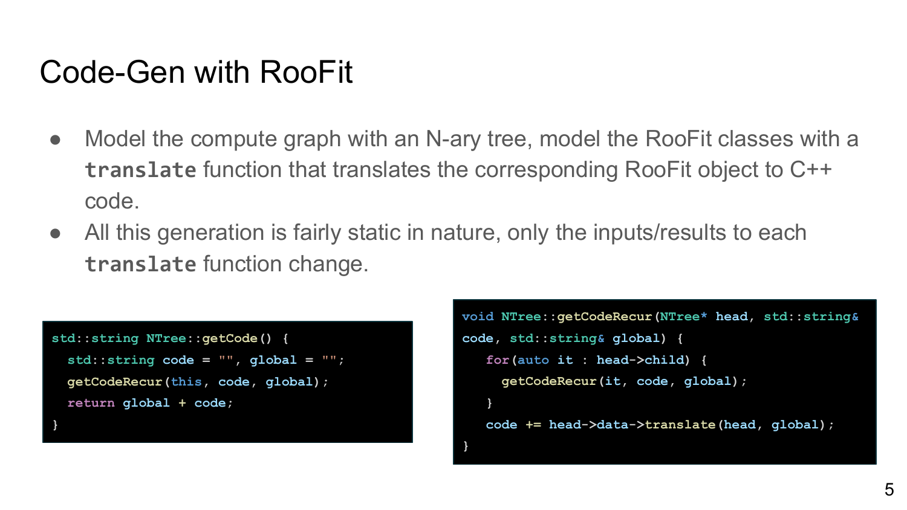# Code-Gen with RooFit

- Model the compute graph with an N-ary tree, model the RooFit classes with a **`translate`** function that translates the corresponding RooFit object to C++ code.
- All this generation is fairly static in nature, only the inputs/results to each **`translate`** function change.

```cpp
std::string NTree::getCode() {
  std::string code = "", global = "";
  getCodeRecur(this, code, global);
  return global + code;
}
```

```cpp
void NTree::getCodeRecur(NTree* head, std::string&
code, std::string& global) {
   for(auto it : head->child) {
     getCodeRecur(it, code, global);
   }
   code += head->data->translate(head, global);
}
```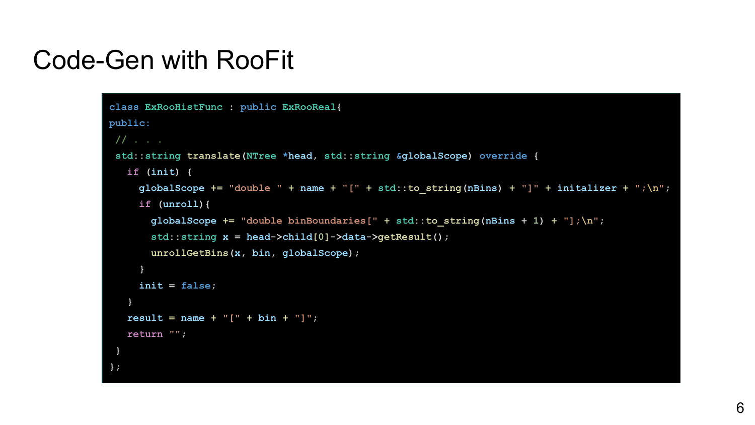# Code-Gen with RooFit

```
class ExRooHistFunc : public ExRooReal{
public:
 // . . .
 std::string translate(NTree *head, std::string &globalScope) override {
   if (init) {
     globalScope += "double " + name + "[" + std::to_string(nBins) + "]" + initalizer + ";\n";
     if (unroll){
       globalScope += "double binBoundaries[" + std::to_string(nBins + 1) + "];\n";
       std::string x = head->child[0]->data->getResult();
       unrollGetBins(x, bin, globalScope);
     }
     init = false;
   }
   result = name + "[" + bin + "]";
   return "";
 }
};
```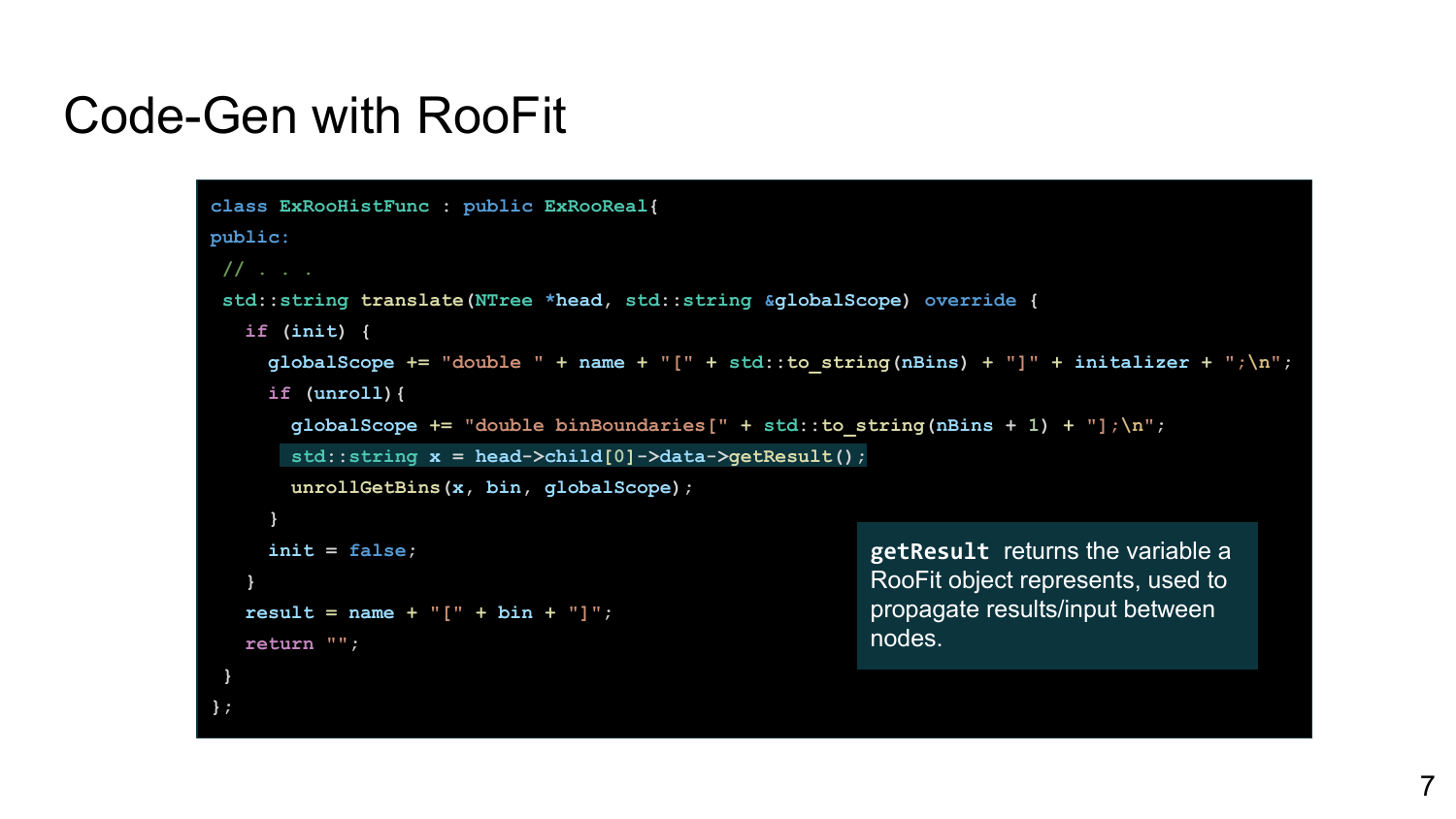# Code-Gen with RooFit

```
class ExRooHistFunc : public ExRooReal{
public:
 // . . .
 std::string translate(NTree *head, std::string &globalScope) override {
   if (init) {
     globalScope += "double " + name + "[" + std::to_string(nBins) + "]" + initalizer + ";\n";
     if (unroll){
       globalScope += "double binBoundaries[" + std::to_string(nBins + 1) + "];\n";
       std::string x = head->child[0]->data->getResult();
       unrollGetBins(x, bin, globalScope);
     }
     init = false;
   }
   result = name + "[" + bin + "]";
   return "";
 }
};
```

`getResult` returns the variable a RooFit object represents, used to propagate results/input between nodes.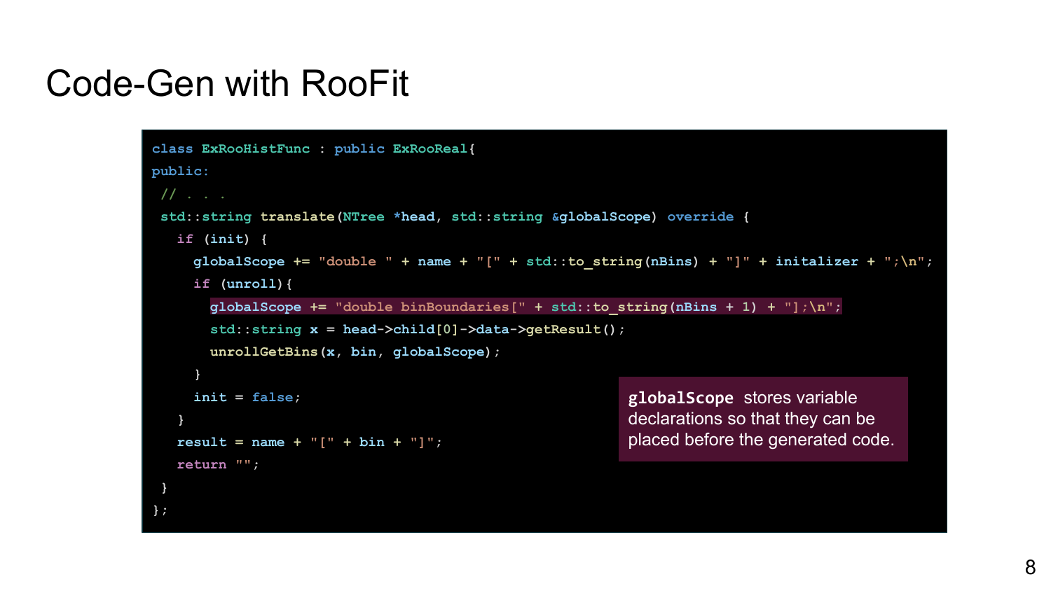# Code-Gen with RooFit

```
class ExRooHistFunc : public ExRooReal{
public:
 // . . .
 std::string translate(NTree *head, std::string &globalScope) override {
   if (init) {
     globalScope += "double " + name + "[" + std::to_string(nBins) + "]" + initalizer + ";\n";
     if (unroll){
       globalScope += "double binBoundaries[" + std::to_string(nBins + 1) + "];\n";
       std::string x = head->child[0]->data->getResult();
       unrollGetBins(x, bin, globalScope);
     }
     init = false;
   }
   result = name + "[" + bin + "]";
   return "";
 }
};
```

`globalScope` stores variable declarations so that they can be placed before the generated code.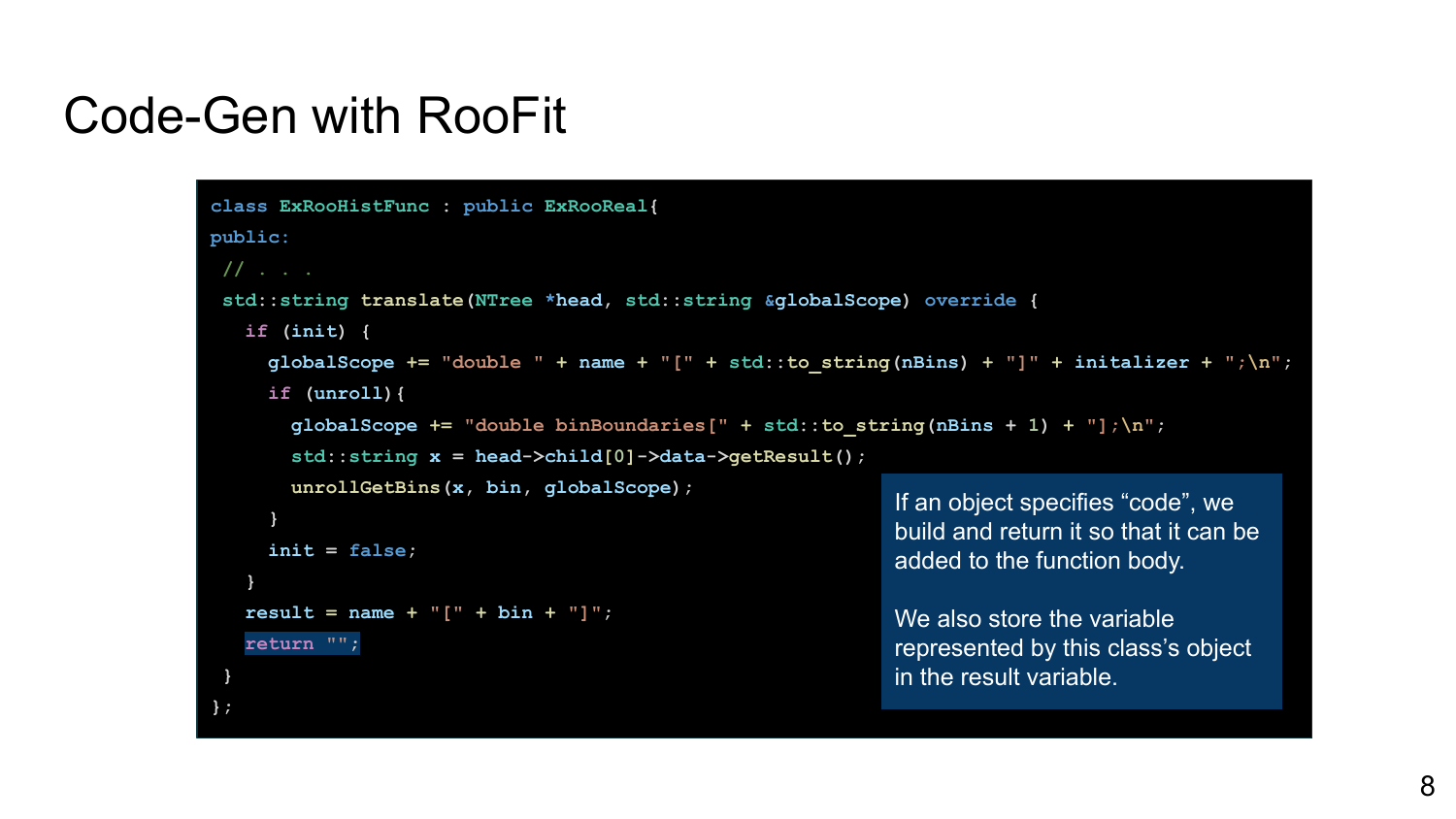# Code-Gen with RooFit

```
class ExRooHistFunc : public ExRooReal{
public:
 // . . .
 std::string translate(NTree *head, std::string &globalScope) override {
   if (init) {
     globalScope += "double " + name + "[" + std::to_string(nBins) + "]" + initalizer + ";\n";
     if (unroll){
       globalScope += "double binBoundaries[" + std::to_string(nBins + 1) + "];\n";
       std::string x = head->child[0]->data->getResult();
       unrollGetBins(x, bin, globalScope);
     }
     init = false;
   }
   result = name + "[" + bin + "]";
   return "";
 }
};
```

If an object specifies "code", we build and return it so that it can be added to the function body.

We also store the variable represented by this class's object in the result variable.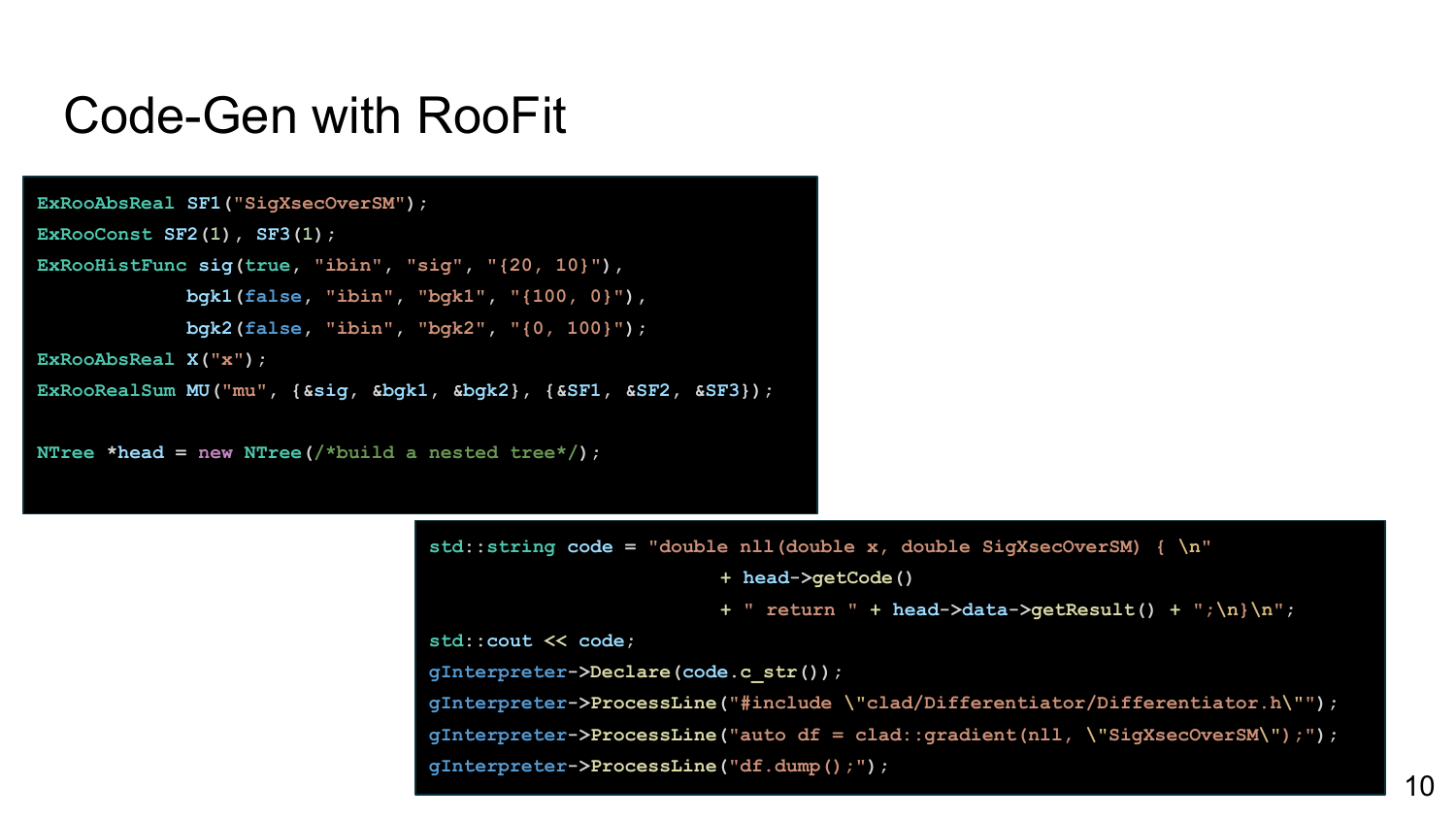# Code-Gen with RooFit

```cpp
ExRooAbsReal SF1("SigXsecOverSM");
ExRooConst SF2(1), SF3(1);
ExRooHistFunc sig(true, "ibin", "sig", "{20, 10}"),
              bgk1(false, "ibin", "bgk1", "{100, 0}"),
              bgk2(false, "ibin", "bgk2", "{0, 100}");
ExRooAbsReal X("x");
ExRooRealSum MU("mu", {&sig, &bgk1, &bgk2}, {&SF1, &SF2, &SF3});

NTree *head = new NTree(/*build a nested tree*/);
```

```cpp
std::string code = "double nll(double x, double SigXsecOverSM) { \n"
                            + head->getCode()
                            + " return " + head->data->getResult() + ";\n}\n";
std::cout << code;
gInterpreter->Declare(code.c_str());
gInterpreter->ProcessLine("#include \"clad/Differentiator/Differentiator.h\"");
gInterpreter->ProcessLine("auto df = clad::gradient(nll, \"SigXsecOverSM\");");
gInterpreter->ProcessLine("df.dump();");
```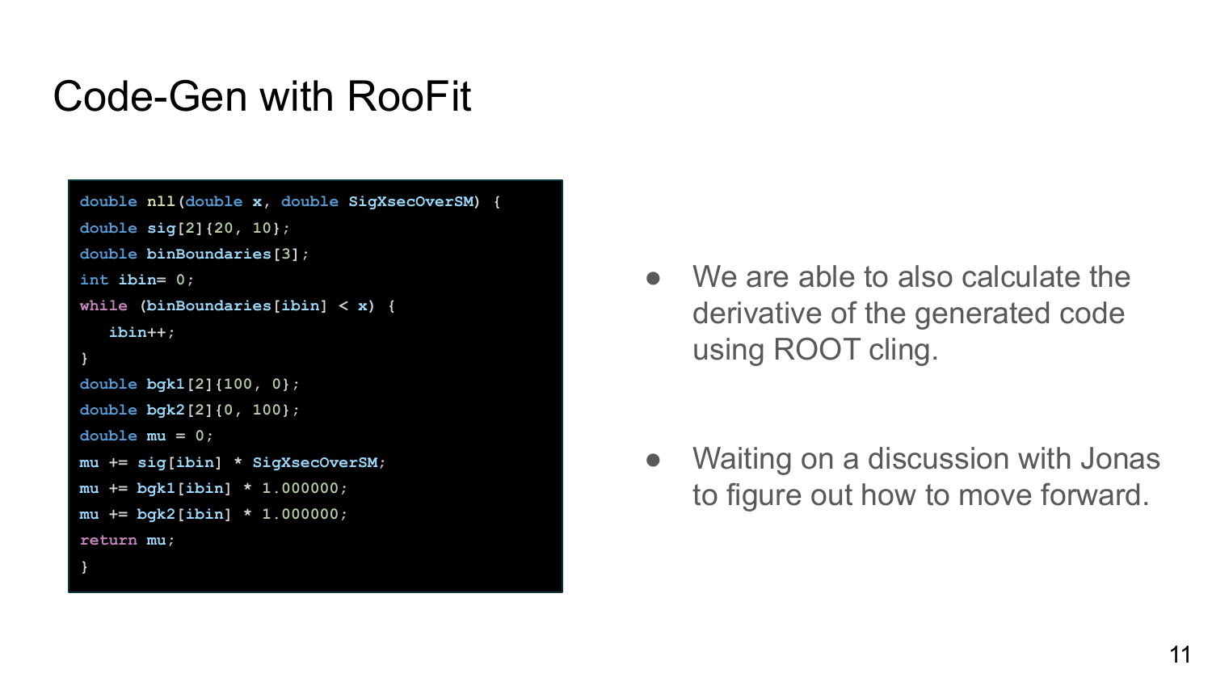# Code-Gen with RooFit

```
double nll(double x, double SigXsecOverSM) {
double sig[2]{20, 10};
double binBoundaries[3];
int ibin= 0;
while (binBoundaries[ibin] < x) {
   ibin++;
}
double bgk1[2]{100, 0};
double bgk2[2]{0, 100};
double mu = 0;
mu += sig[ibin] * SigXsecOverSM;
mu += bgk1[ibin] * 1.000000;
mu += bgk2[ibin] * 1.000000;
return mu;
}
```

- We are able to also calculate the derivative of the generated code using ROOT cling.
- Waiting on a discussion with Jonas to figure out how to move forward.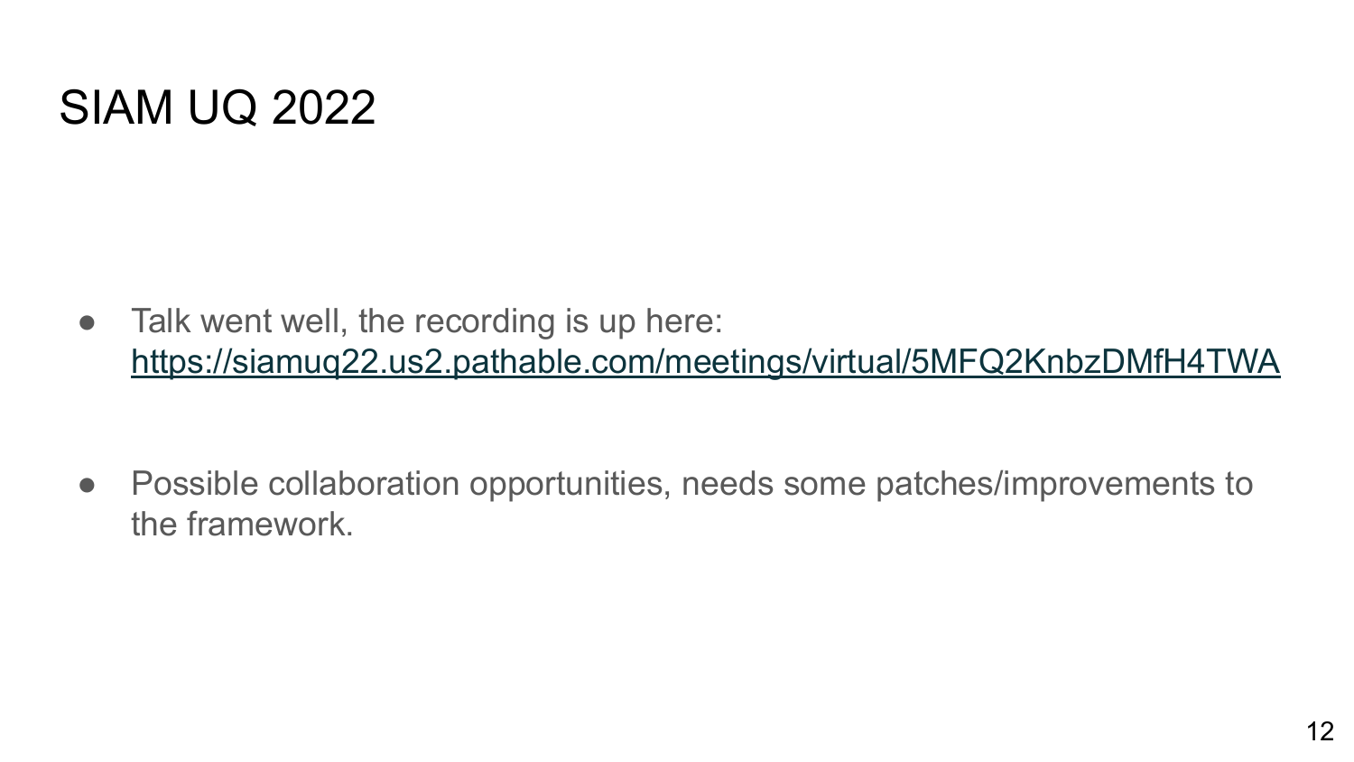# SIAM UQ 2022

- Talk went well, the recording is up here: [https://siamuq22.us2.pathable.com/meetings/virtual/5MFQ2KnbzDMfH4TWA](https://siamuq22.us2.pathable.com/meetings/virtual/5MFQ2KnbzDMfH4TWA)

- Possible collaboration opportunities, needs some patches/improvements to the framework.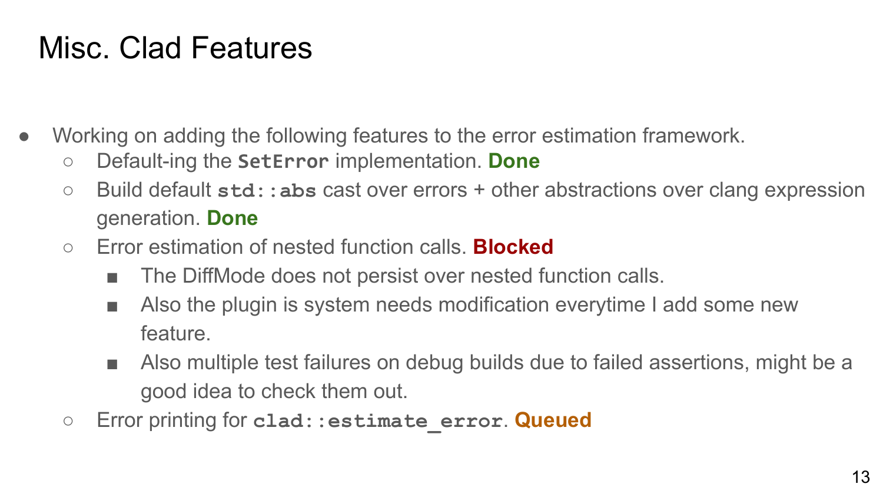# Misc. Clad Features

- Working on adding the following features to the error estimation framework.
  - Default-ing the `SetError` implementation. **Done**
  - Build default `std::abs` cast over errors + other abstractions over clang expression generation. **Done**
  - Error estimation of nested function calls. **Blocked**
    - The DiffMode does not persist over nested function calls.
    - Also the plugin is system needs modification everytime I add some new feature.
    - Also multiple test failures on debug builds due to failed assertions, might be a good idea to check them out.
  - Error printing for `clad::estimate_error`. **Queued**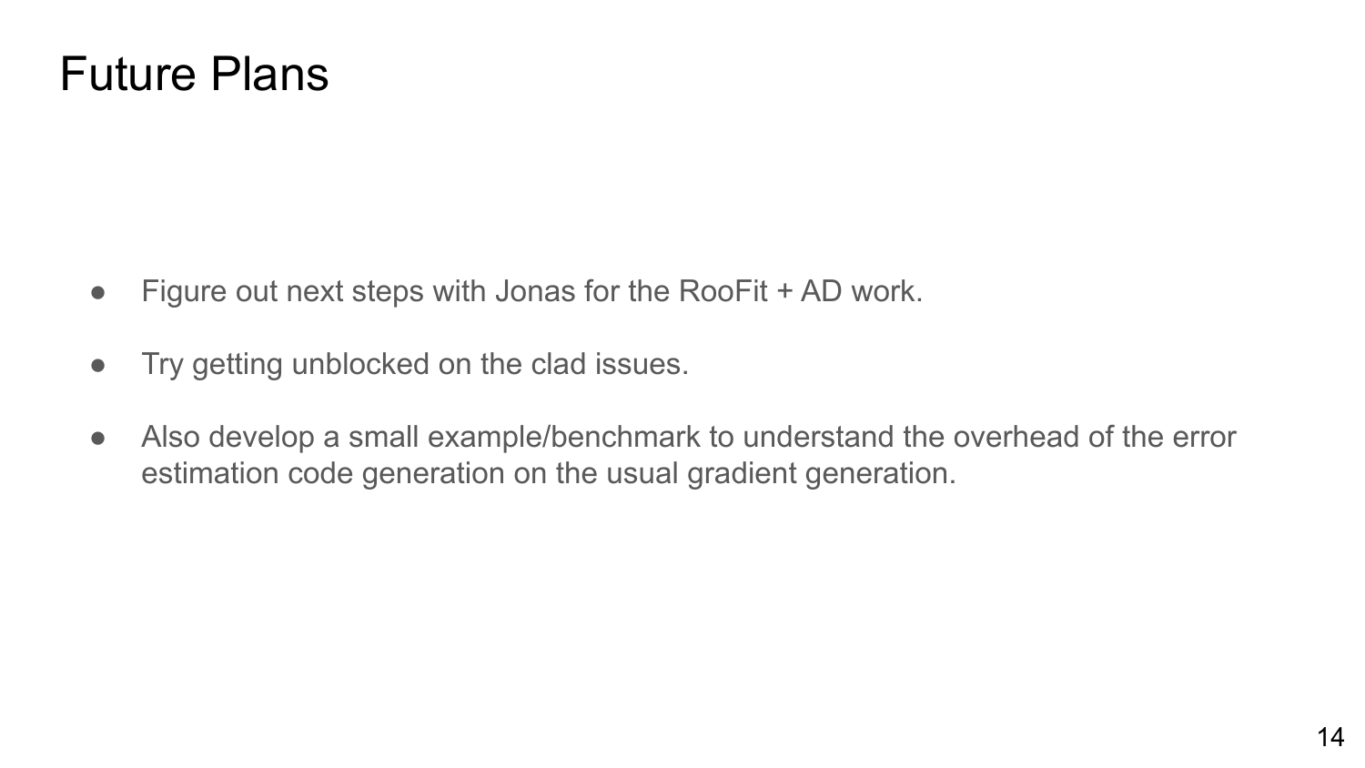# Future Plans

- Figure out next steps with Jonas for the RooFit + AD work.
- Try getting unblocked on the clad issues.
- Also develop a small example/benchmark to understand the overhead of the error estimation code generation on the usual gradient generation.